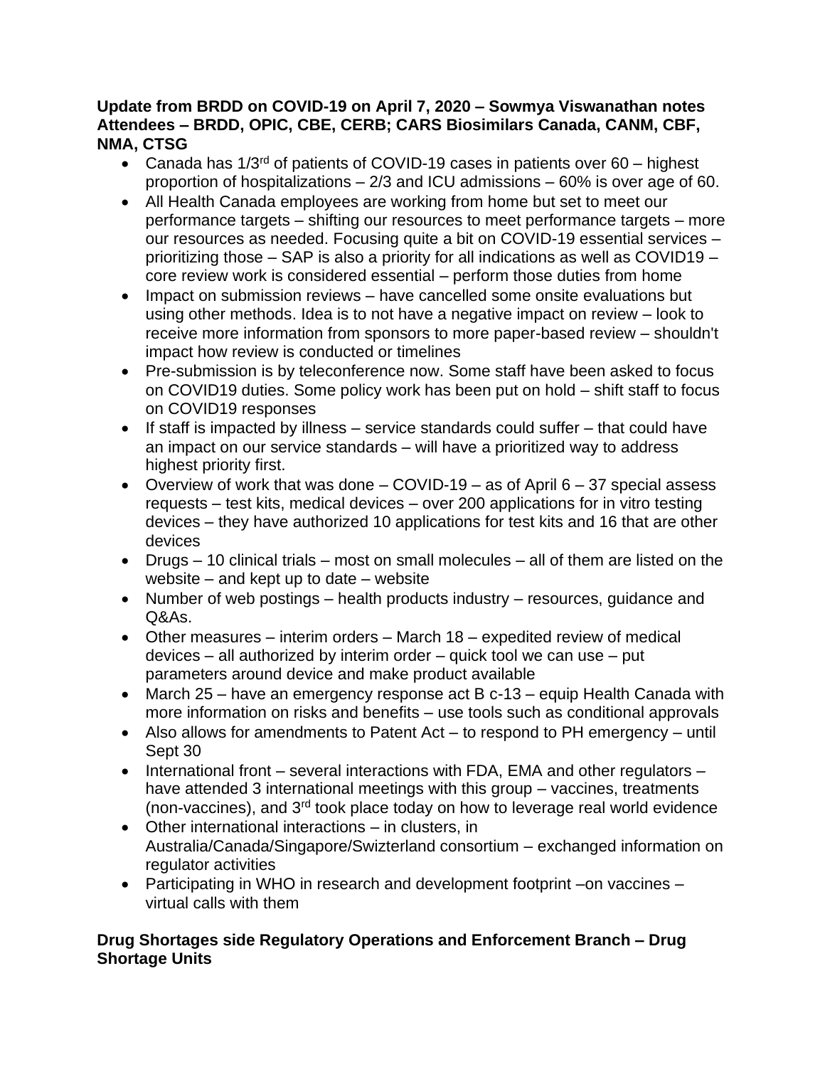**Update from BRDD on COVID-19 on April 7, 2020 – Sowmya Viswanathan notes**
**Attendees – BRDD, OPIC, CBE, CERB; CARS Biosimilars Canada, CANM, CBF, NMA, CTSG**

- Canada has 1/3rd of patients of COVID-19 cases in patients over 60 – highest proportion of hospitalizations – 2/3 and ICU admissions – 60% is over age of 60.
- All Health Canada employees are working from home but set to meet our performance targets – shifting our resources to meet performance targets – more our resources as needed. Focusing quite a bit on COVID-19 essential services – prioritizing those – SAP is also a priority for all indications as well as COVID19 – core review work is considered essential – perform those duties from home
- Impact on submission reviews – have cancelled some onsite evaluations but using other methods. Idea is to not have a negative impact on review – look to receive more information from sponsors to more paper-based review – shouldn't impact how review is conducted or timelines
- Pre-submission is by teleconference now. Some staff have been asked to focus on COVID19 duties. Some policy work has been put on hold – shift staff to focus on COVID19 responses
- If staff is impacted by illness – service standards could suffer – that could have an impact on our service standards – will have a prioritized way to address highest priority first.
- Overview of work that was done – COVID-19 – as of April 6 – 37 special assess requests – test kits, medical devices – over 200 applications for in vitro testing devices – they have authorized 10 applications for test kits and 16 that are other devices
- Drugs – 10 clinical trials – most on small molecules – all of them are listed on the website – and kept up to date – website
- Number of web postings – health products industry – resources, guidance and Q&As.
- Other measures – interim orders – March 18 – expedited review of medical devices – all authorized by interim order – quick tool we can use – put parameters around device and make product available
- March 25 – have an emergency response act B c-13 – equip Health Canada with more information on risks and benefits – use tools such as conditional approvals
- Also allows for amendments to Patent Act – to respond to PH emergency – until Sept 30
- International front – several interactions with FDA, EMA and other regulators – have attended 3 international meetings with this group – vaccines, treatments (non-vaccines), and 3rd took place today on how to leverage real world evidence
- Other international interactions – in clusters, in Australia/Canada/Singapore/Switzerland consortium – exchanged information on regulator activities
- Participating in WHO in research and development footprint –on vaccines – virtual calls with them

**Drug Shortages side Regulatory Operations and Enforcement Branch – Drug Shortage Units**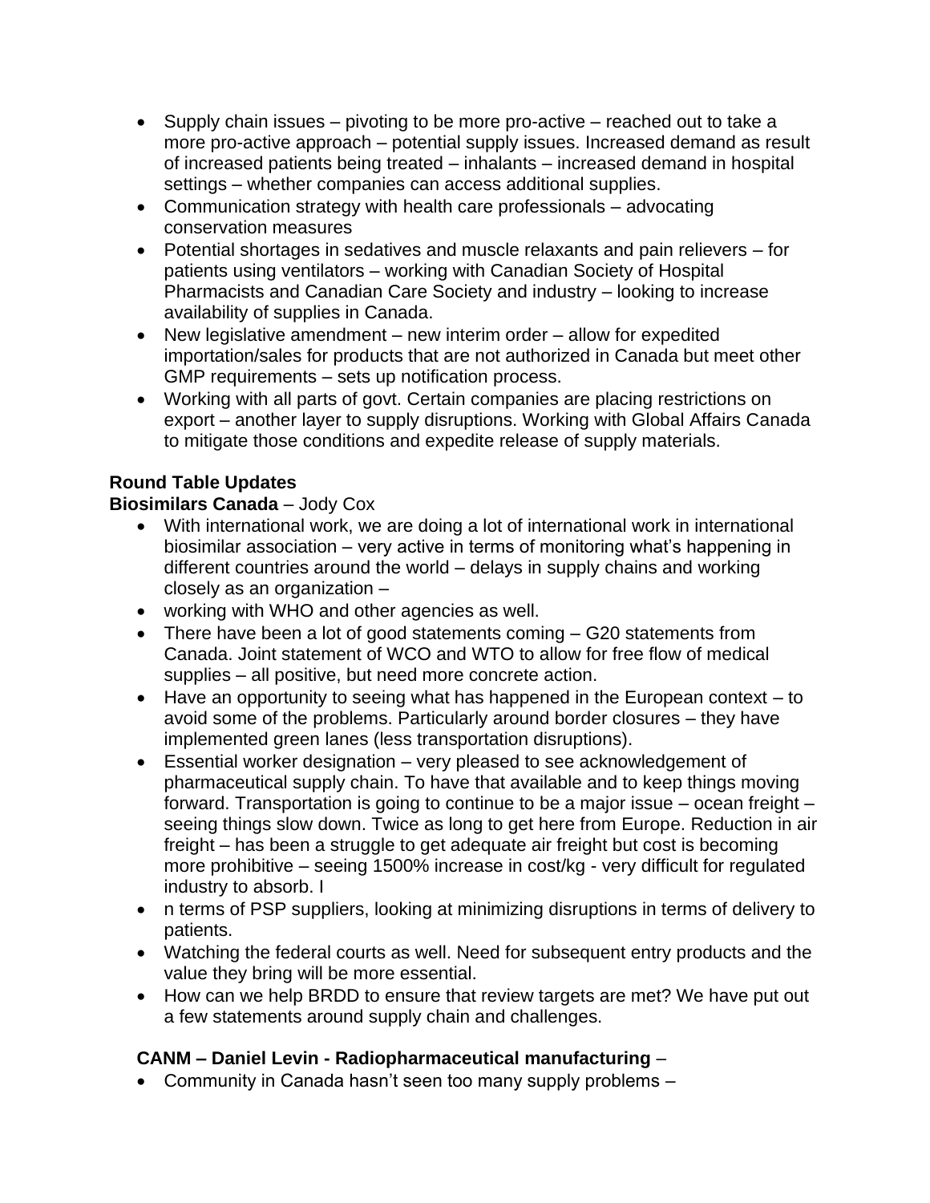- Supply chain issues – pivoting to be more pro-active – reached out to take a more pro-active approach – potential supply issues. Increased demand as result of increased patients being treated – inhalants – increased demand in hospital settings – whether companies can access additional supplies.
- Communication strategy with health care professionals – advocating conservation measures
- Potential shortages in sedatives and muscle relaxants and pain relievers – for patients using ventilators – working with Canadian Society of Hospital Pharmacists and Canadian Care Society and industry – looking to increase availability of supplies in Canada.
- New legislative amendment – new interim order – allow for expedited importation/sales for products that are not authorized in Canada but meet other GMP requirements – sets up notification process.
- Working with all parts of govt. Certain companies are placing restrictions on export – another layer to supply disruptions. Working with Global Affairs Canada to mitigate those conditions and expedite release of supply materials.

**Round Table Updates**

**Biosimilars Canada** – Jody Cox

- With international work, we are doing a lot of international work in international biosimilar association – very active in terms of monitoring what's happening in different countries around the world – delays in supply chains and working closely as an organization –
- working with WHO and other agencies as well.
- There have been a lot of good statements coming – G20 statements from Canada. Joint statement of WCO and WTO to allow for free flow of medical supplies – all positive, but need more concrete action.
- Have an opportunity to seeing what has happened in the European context – to avoid some of the problems. Particularly around border closures – they have implemented green lanes (less transportation disruptions).
- Essential worker designation – very pleased to see acknowledgement of pharmaceutical supply chain. To have that available and to keep things moving forward. Transportation is going to continue to be a major issue – ocean freight – seeing things slow down. Twice as long to get here from Europe. Reduction in air freight – has been a struggle to get adequate air freight but cost is becoming more prohibitive – seeing 1500% increase in cost/kg - very difficult for regulated industry to absorb. I
- n terms of PSP suppliers, looking at minimizing disruptions in terms of delivery to patients.
- Watching the federal courts as well. Need for subsequent entry products and the value they bring will be more essential.
- How can we help BRDD to ensure that review targets are met? We have put out a few statements around supply chain and challenges.

**CANM – Daniel Levin - Radiopharmaceutical manufacturing** –

- Community in Canada hasn't seen too many supply problems –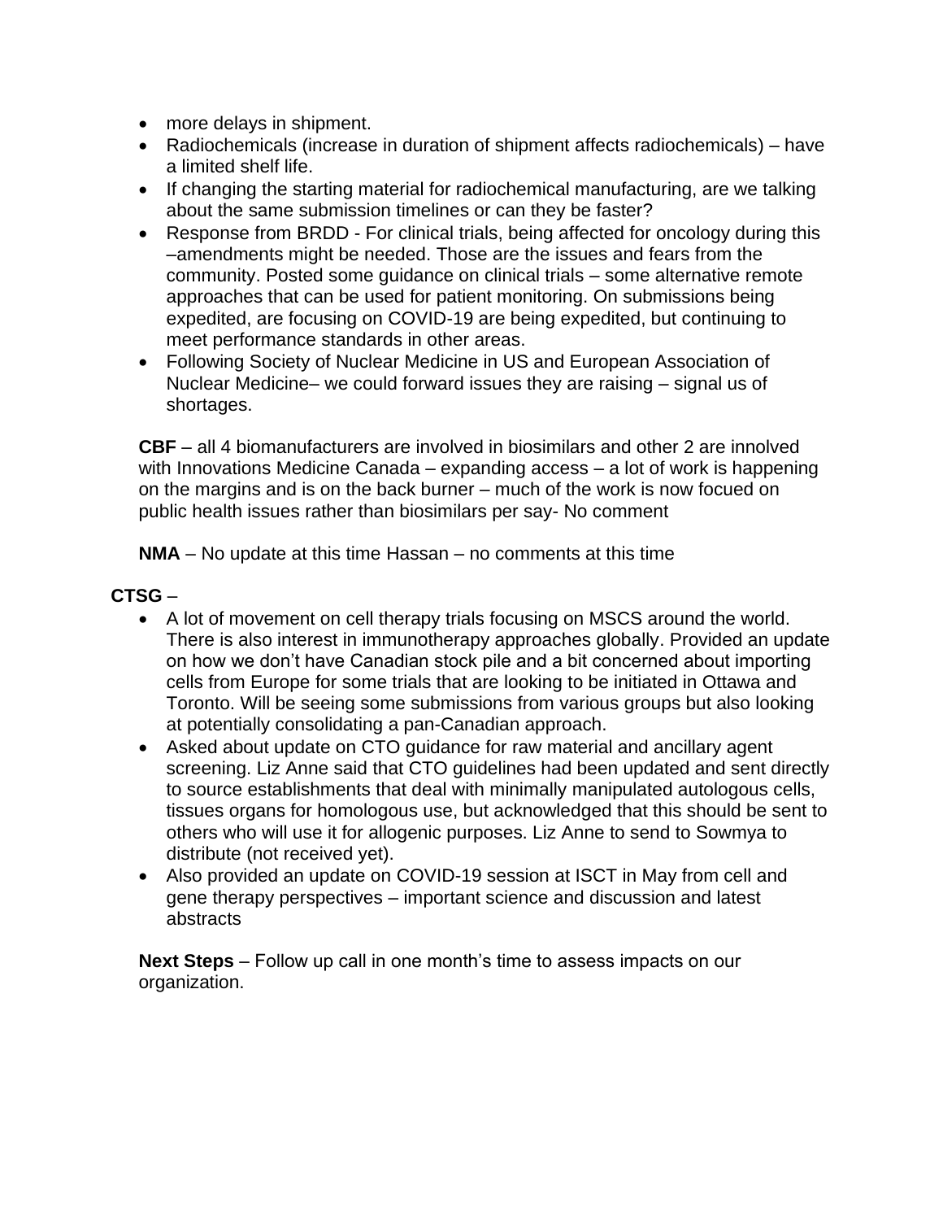- more delays in shipment.
- Radiochemicals (increase in duration of shipment affects radiochemicals) – have a limited shelf life.
- If changing the starting material for radiochemical manufacturing, are we talking about the same submission timelines or can they be faster?
- Response from BRDD - For clinical trials, being affected for oncology during this –amendments might be needed. Those are the issues and fears from the community. Posted some guidance on clinical trials – some alternative remote approaches that can be used for patient monitoring. On submissions being expedited, are focusing on COVID-19 are being expedited, but continuing to meet performance standards in other areas.
- Following Society of Nuclear Medicine in US and European Association of Nuclear Medicine– we could forward issues they are raising – signal us of shortages.

**CBF** – all 4 biomanufacturers are involved in biosimilars and other 2 are innolved with Innovations Medicine Canada – expanding access – a lot of work is happening on the margins and is on the back burner – much of the work is now focued on public health issues rather than biosimilars per say- No comment

**NMA** – No update at this time Hassan – no comments at this time

**CTSG** –

- A lot of movement on cell therapy trials focusing on MSCS around the world. There is also interest in immunotherapy approaches globally. Provided an update on how we don't have Canadian stock pile and a bit concerned about importing cells from Europe for some trials that are looking to be initiated in Ottawa and Toronto. Will be seeing some submissions from various groups but also looking at potentially consolidating a pan-Canadian approach.
- Asked about update on CTO guidance for raw material and ancillary agent screening. Liz Anne said that CTO guidelines had been updated and sent directly to source establishments that deal with minimally manipulated autologous cells, tissues organs for homologous use, but acknowledged that this should be sent to others who will use it for allogenic purposes. Liz Anne to send to Sowmya to distribute (not received yet).
- Also provided an update on COVID-19 session at ISCT in May from cell and gene therapy perspectives – important science and discussion and latest abstracts

**Next Steps** – Follow up call in one month's time to assess impacts on our organization.